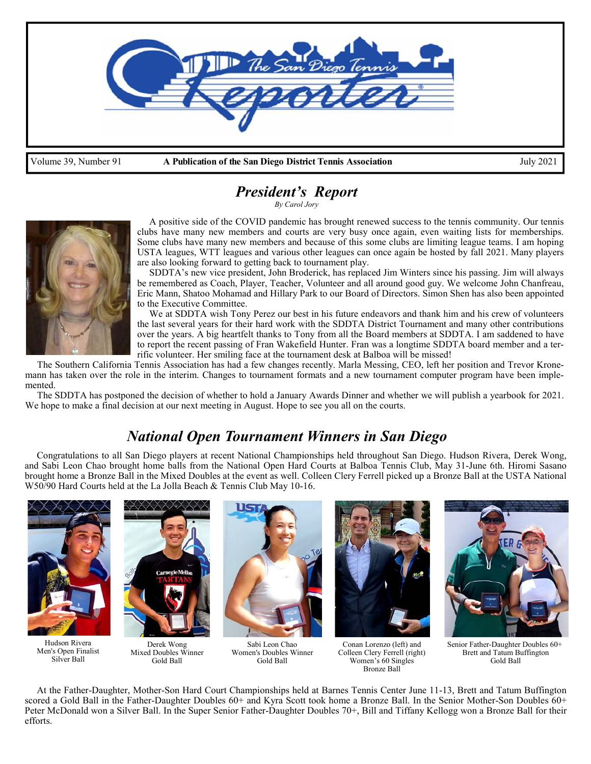# The San Diego Tennis Reporter

Volume 39, Number 91 — **A Publication of the San Diego District Tennis Association** — July 2021

## *President's Report*

*By Carol Jory*

A positive side of the COVID pandemic has brought renewed success to the tennis community. Our tennis clubs have many new members and courts are very busy once again, even waiting lists for memberships. Some clubs have many new members and because of this some clubs are limiting league teams. I am hoping USTA leagues, WTT leagues and various other leagues can once again be hosted by fall 2021. Many players are also looking forward to getting back to tournament play.

SDDTA's new vice president, John Broderick, has replaced Jim Winters since his passing. Jim will always be remembered as Coach, Player, Teacher, Volunteer and all around good guy. We welcome John Chanfreau, Eric Mann, Shatoo Mohamad and Hillary Park to our Board of Directors. Simon Shen has also been appointed to the Executive Committee.

We at SDDTA wish Tony Perez our best in his future endeavors and thank him and his crew of volunteers the last several years for their hard work with the SDDTA District Tournament and many other contributions over the years. A big heartfelt thanks to Tony from all the Board members at SDDTA. I am saddened to have to report the recent passing of Fran Wakefield Hunter. Fran was a longtime SDDTA board member and a terrific volunteer. Her smiling face at the tournament desk at Balboa will be missed!

The Southern California Tennis Association has had a few changes recently. Marla Messing, CEO, left her position and Trevor Kronemann has taken over the role in the interim. Changes to tournament formats and a new tournament computer program have been implemented.

The SDDTA has postponed the decision of whether to hold a January Awards Dinner and whether we will publish a yearbook for 2021. We hope to make a final decision at our next meeting in August. Hope to see you all on the courts.

## *National Open Tournament Winners in San Diego*

Congratulations to all San Diego players at recent National Championships held throughout San Diego. Hudson Rivera, Derek Wong, and Sabi Leon Chao brought home balls from the National Open Hard Courts at Balboa Tennis Club, May 31-June 6th. Hiromi Sasano brought home a Bronze Ball in the Mixed Doubles at the event as well. Colleen Clery Ferrell picked up a Bronze Ball at the USTA National W50/90 Hard Courts held at the La Jolla Beach & Tennis Club May 10-16.

Hudson Rivera
Men's Open Finalist
Silver Ball

Derek Wong
Mixed Doubles Winner
Gold Ball

Sabi Leon Chao
Women's Doubles Winner
Gold Ball

Conan Lorenzo (left) and
Colleen Clery Ferrell (right)
Women's 60 Singles
Bronze Ball

Senior Father-Daughter Doubles 60+
Brett and Tatum Buffington
Gold Ball

At the Father-Daughter, Mother-Son Hard Court Championships held at Barnes Tennis Center June 11-13, Brett and Tatum Buffington scored a Gold Ball in the Father-Daughter Doubles 60+ and Kyra Scott took home a Bronze Ball. In the Senior Mother-Son Doubles 60+ Peter McDonald won a Silver Ball. In the Super Senior Father-Daughter Doubles 70+, Bill and Tiffany Kellogg won a Bronze Ball for their efforts.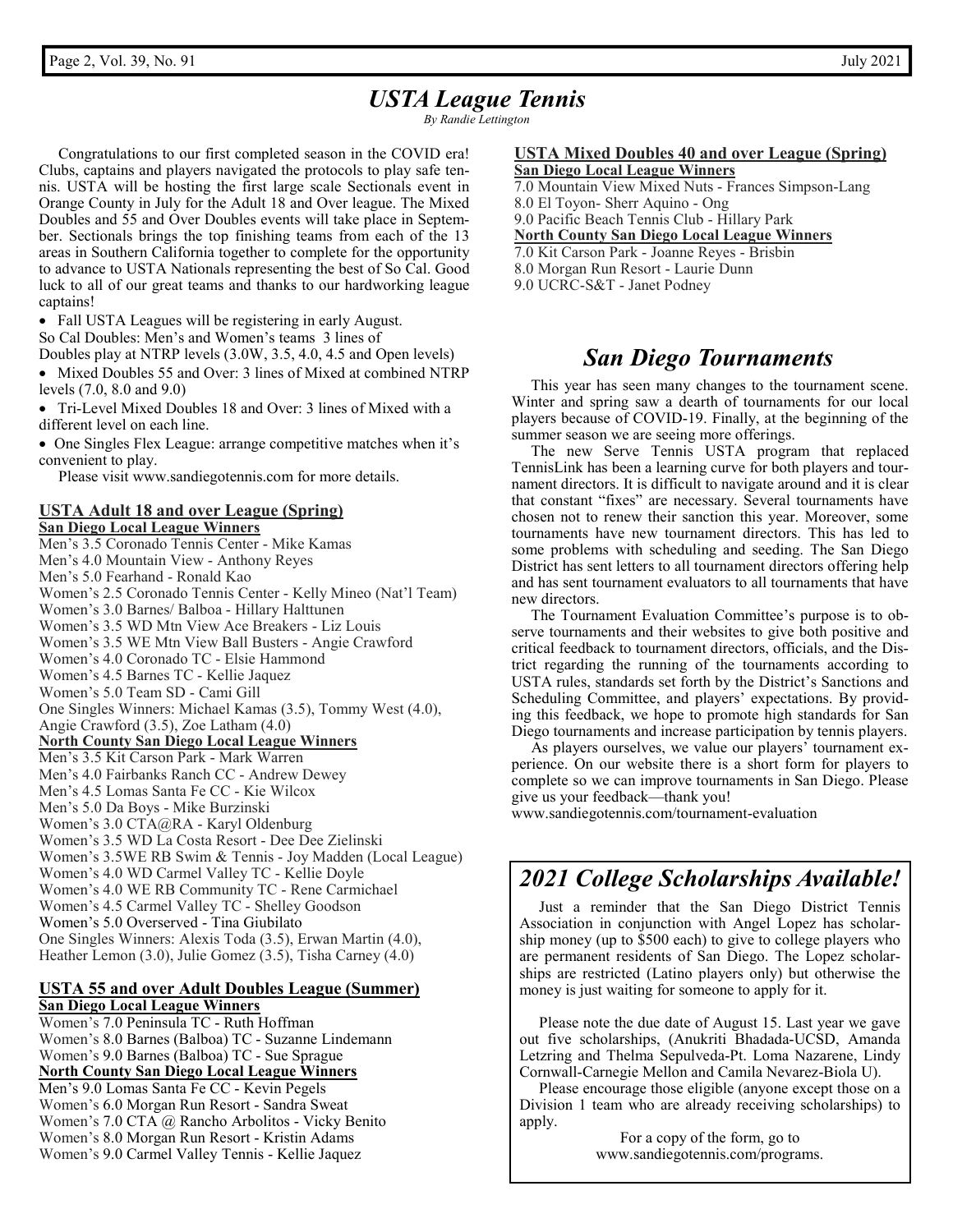## *USTA League Tennis*

*By Randie Lettington*

Congratulations to our first completed season in the COVID era! Clubs, captains and players navigated the protocols to play safe tennis. USTA will be hosting the first large scale Sectionals event in Orange County in July for the Adult 18 and Over league. The Mixed Doubles and 55 and Over Doubles events will take place in September. Sectionals brings the top finishing teams from each of the 13 areas in Southern California together to complete for the opportunity to advance to USTA Nationals representing the best of So Cal. Good luck to all of our great teams and thanks to our hardworking league captains!

- Fall USTA Leagues will be registering in early August.

So Cal Doubles: Men's and Women's teams 3 lines of Doubles play at NTRP levels (3.0W, 3.5, 4.0, 4.5 and Open levels)

- Mixed Doubles 55 and Over: 3 lines of Mixed at combined NTRP levels (7.0, 8.0 and 9.0)
- Tri-Level Mixed Doubles 18 and Over: 3 lines of Mixed with a different level on each line.
- One Singles Flex League: arrange competitive matches when it's convenient to play.

Please visit www.sandiegotennis.com for more details.

**USTA Adult 18 and over League (Spring)**

**San Diego Local League Winners**

Men's 3.5 Coronado Tennis Center - Mike Kamas
Men's 4.0 Mountain View - Anthony Reyes
Men's 5.0 Fearhand - Ronald Kao
Women's 2.5 Coronado Tennis Center - Kelly Mineo (Nat'l Team)
Women's 3.0 Barnes/ Balboa - Hillary Halttunen
Women's 3.5 WD Mtn View Ace Breakers - Liz Louis
Women's 3.5 WE Mtn View Ball Busters - Angie Crawford
Women's 4.0 Coronado TC - Elsie Hammond
Women's 4.5 Barnes TC - Kellie Jaquez
Women's 5.0 Team SD - Cami Gill
One Singles Winners: Michael Kamas (3.5), Tommy West (4.0), Angie Crawford (3.5), Zoe Latham (4.0)

**North County San Diego Local League Winners**

Men's 3.5 Kit Carson Park - Mark Warren
Men's 4.0 Fairbanks Ranch CC - Andrew Dewey
Men's 4.5 Lomas Santa Fe CC - Kie Wilcox
Men's 5.0 Da Boys - Mike Burzinski
Women's 3.0 CTA@RA - Karyl Oldenburg
Women's 3.5 WD La Costa Resort - Dee Dee Zielinski
Women's 3.5WE RB Swim & Tennis - Joy Madden (Local League)
Women's 4.0 WD Carmel Valley TC - Kellie Doyle
Women's 4.0 WE RB Community TC - Rene Carmichael
Women's 4.5 Carmel Valley TC - Shelley Goodson
Women's 5.0 Overserved - Tina Giubilato
One Singles Winners: Alexis Toda (3.5), Erwan Martin (4.0), Heather Lemon (3.0), Julie Gomez (3.5), Tisha Carney (4.0)

**USTA 55 and over Adult Doubles League (Summer)**

**San Diego Local League Winners**

Women's 7.0 Peninsula TC - Ruth Hoffman
Women's 8.0 Barnes (Balboa) TC - Suzanne Lindemann
Women's 9.0 Barnes (Balboa) TC - Sue Sprague

**North County San Diego Local League Winners**

Men's 9.0 Lomas Santa Fe CC - Kevin Pegels
Women's 6.0 Morgan Run Resort - Sandra Sweat
Women's 7.0 CTA @ Rancho Arbolitos - Vicky Benito
Women's 8.0 Morgan Run Resort - Kristin Adams
Women's 9.0 Carmel Valley Tennis - Kellie Jaquez

**USTA Mixed Doubles 40 and over League (Spring)**

**San Diego Local League Winners**

7.0 Mountain View Mixed Nuts - Frances Simpson-Lang
8.0 El Toyon- Sherr Aquino - Ong
9.0 Pacific Beach Tennis Club - Hillary Park

**North County San Diego Local League Winners**

7.0 Kit Carson Park - Joanne Reyes - Brisbin
8.0 Morgan Run Resort - Laurie Dunn
9.0 UCRC-S&T - Janet Podney

## *San Diego Tournaments*

This year has seen many changes to the tournament scene. Winter and spring saw a dearth of tournaments for our local players because of COVID-19. Finally, at the beginning of the summer season we are seeing more offerings.

The new Serve Tennis USTA program that replaced TennisLink has been a learning curve for both players and tournament directors. It is difficult to navigate around and it is clear that constant "fixes" are necessary. Several tournaments have chosen not to renew their sanction this year. Moreover, some tournaments have new tournament directors. This has led to some problems with scheduling and seeding. The San Diego District has sent letters to all tournament directors offering help and has sent tournament evaluators to all tournaments that have new directors.

The Tournament Evaluation Committee's purpose is to observe tournaments and their websites to give both positive and critical feedback to tournament directors, officials, and the District regarding the running of the tournaments according to USTA rules, standards set forth by the District's Sanctions and Scheduling Committee, and players' expectations. By providing this feedback, we hope to promote high standards for San Diego tournaments and increase participation by tennis players.

As players ourselves, we value our players' tournament experience. On our website there is a short form for players to complete so we can improve tournaments in San Diego. Please give us your feedback—thank you!
www.sandiegotennis.com/tournament-evaluation

## *2021 College Scholarships Available!*

Just a reminder that the San Diego District Tennis Association in conjunction with Angel Lopez has scholarship money (up to $500 each) to give to college players who are permanent residents of San Diego. The Lopez scholarships are restricted (Latino players only) but otherwise the money is just waiting for someone to apply for it.

Please note the due date of August 15. Last year we gave out five scholarships, (Anukriti Bhadada-UCSD, Amanda Letzring and Thelma Sepulveda-Pt. Loma Nazarene, Lindy Cornwall-Carnegie Mellon and Camila Nevarez-Biola U).

Please encourage those eligible (anyone except those on a Division 1 team who are already receiving scholarships) to apply.

For a copy of the form, go to
www.sandiegotennis.com/programs.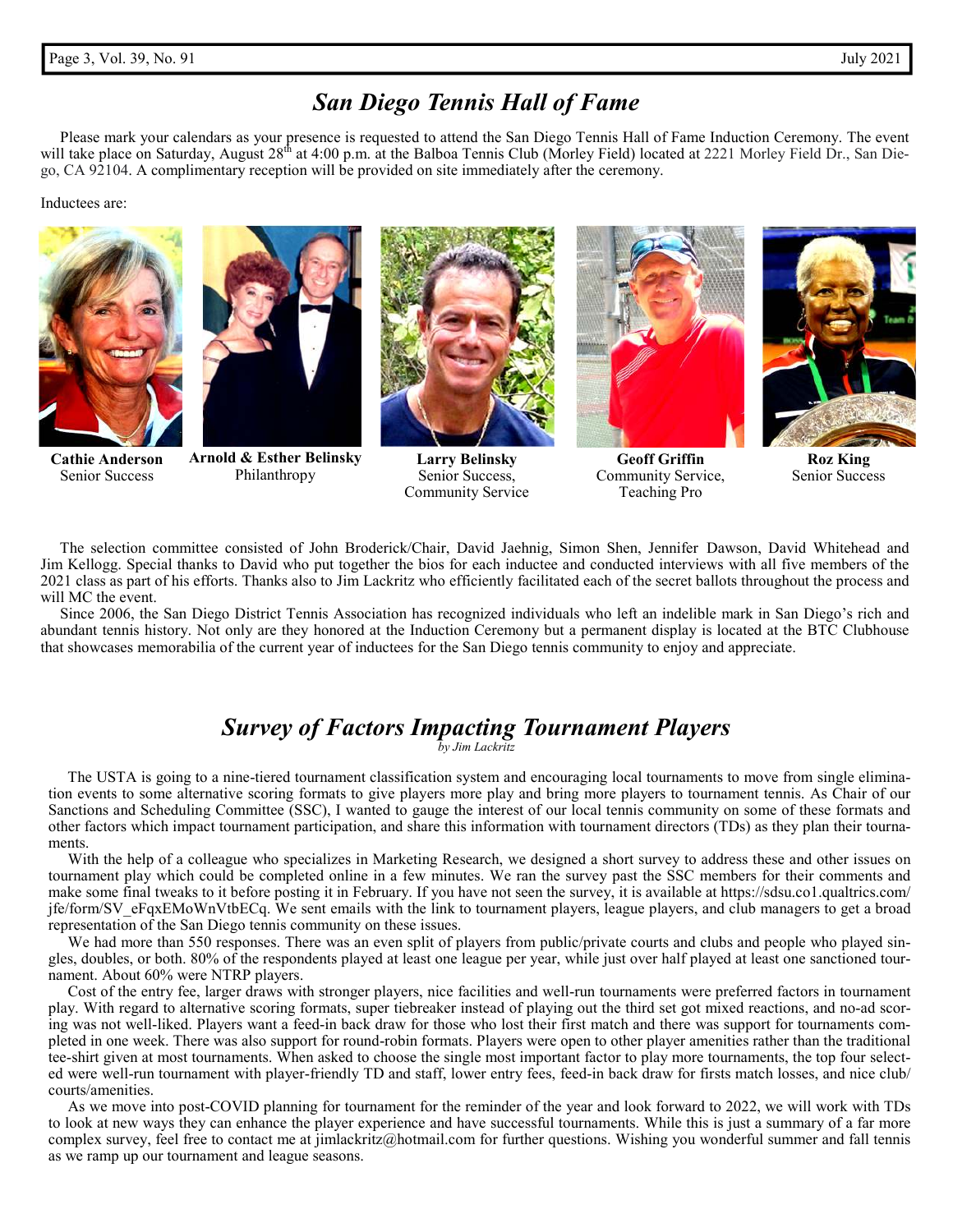## *San Diego Tennis Hall of Fame*

Please mark your calendars as your presence is requested to attend the San Diego Tennis Hall of Fame Induction Ceremony. The event will take place on Saturday, August 28th at 4:00 p.m. at the Balboa Tennis Club (Morley Field) located at 2221 Morley Field Dr., San Diego, CA 92104. A complimentary reception will be provided on site immediately after the ceremony.

Inductees are:

**Cathie Anderson**
Senior Success

**Arnold & Esther Belinsky**
Philanthropy

**Larry Belinsky**
Senior Success, Community Service

**Geoff Griffin**
Community Service, Teaching Pro

**Roz King**
Senior Success

The selection committee consisted of John Broderick/Chair, David Jaehnig, Simon Shen, Jennifer Dawson, David Whitehead and Jim Kellogg. Special thanks to David who put together the bios for each inductee and conducted interviews with all five members of the 2021 class as part of his efforts. Thanks also to Jim Lackritz who efficiently facilitated each of the secret ballots throughout the process and will MC the event.

Since 2006, the San Diego District Tennis Association has recognized individuals who left an indelible mark in San Diego's rich and abundant tennis history. Not only are they honored at the Induction Ceremony but a permanent display is located at the BTC Clubhouse that showcases memorabilia of the current year of inductees for the San Diego tennis community to enjoy and appreciate.

## *Survey of Factors Impacting Tournament Players*

*by Jim Lackritz*

The USTA is going to a nine-tiered tournament classification system and encouraging local tournaments to move from single elimination events to some alternative scoring formats to give players more play and bring more players to tournament tennis. As Chair of our Sanctions and Scheduling Committee (SSC), I wanted to gauge the interest of our local tennis community on some of these formats and other factors which impact tournament participation, and share this information with tournament directors (TDs) as they plan their tournaments.

With the help of a colleague who specializes in Marketing Research, we designed a short survey to address these and other issues on tournament play which could be completed online in a few minutes. We ran the survey past the SSC members for their comments and make some final tweaks to it before posting it in February. If you have not seen the survey, it is available at https://sdsu.co1.qualtrics.com/jfe/form/SV_eFqxEMoWnVtbECq. We sent emails with the link to tournament players, league players, and club managers to get a broad representation of the San Diego tennis community on these issues.

We had more than 550 responses. There was an even split of players from public/private courts and clubs and people who played singles, doubles, or both. 80% of the respondents played at least one league per year, while just over half played at least one sanctioned tournament. About 60% were NTRP players.

Cost of the entry fee, larger draws with stronger players, nice facilities and well-run tournaments were preferred factors in tournament play. With regard to alternative scoring formats, super tiebreaker instead of playing out the third set got mixed reactions, and no-ad scoring was not well-liked. Players want a feed-in back draw for those who lost their first match and there was support for tournaments completed in one week. There was also support for round-robin formats. Players were open to other player amenities rather than the traditional tee-shirt given at most tournaments. When asked to choose the single most important factor to play more tournaments, the top four selected were well-run tournament with player-friendly TD and staff, lower entry fees, feed-in back draw for firsts match losses, and nice club/courts/amenities.

As we move into post-COVID planning for tournament for the reminder of the year and look forward to 2022, we will work with TDs to look at new ways they can enhance the player experience and have successful tournaments. While this is just a summary of a far more complex survey, feel free to contact me at jimlackritz@hotmail.com for further questions. Wishing you wonderful summer and fall tennis as we ramp up our tournament and league seasons.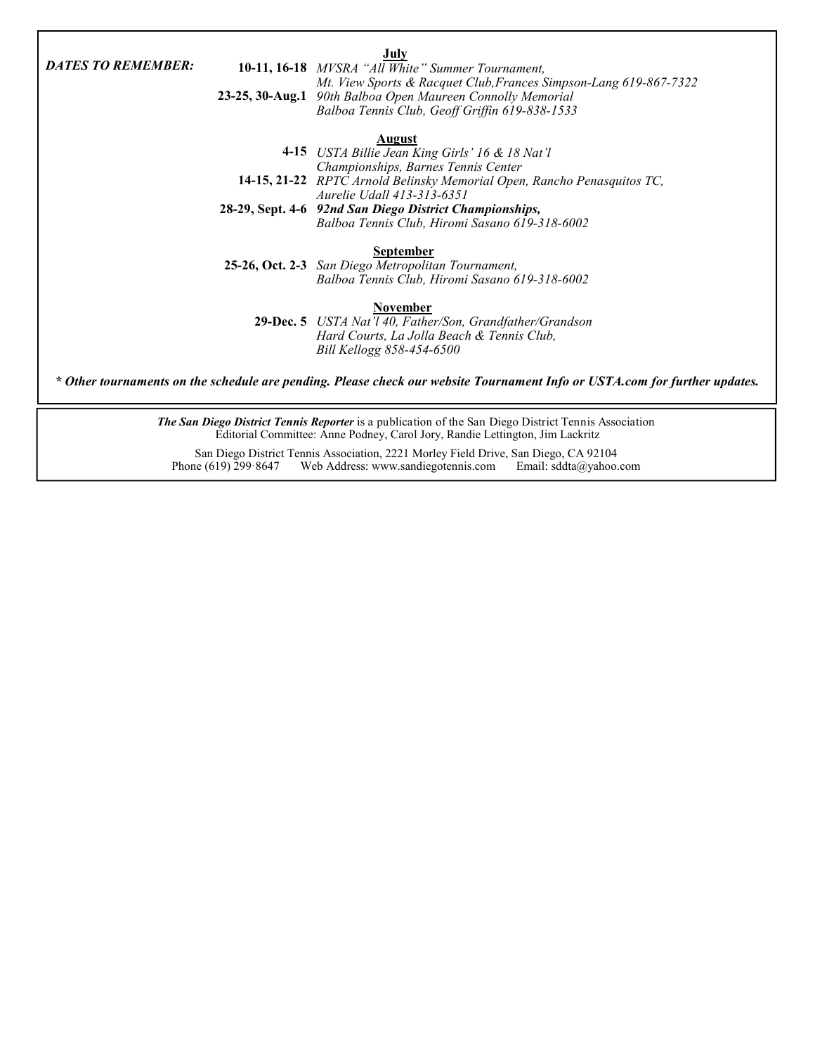***DATES TO REMEMBER:***

**July**

**10-11, 16-18** *MVSRA "All White" Summer Tournament, Mt. View Sports & Racquet Club,Frances Simpson-Lang 619-867-7322*

**23-25, 30-Aug.1** *90th Balboa Open Maureen Connolly Memorial Balboa Tennis Club, Geoff Griffin 619-838-1533*

**August**

**4-15** *USTA Billie Jean King Girls' 16 & 18 Nat'l Championships, Barnes Tennis Center*

**14-15, 21-22** *RPTC Arnold Belinsky Memorial Open, Rancho Penasquitos TC, Aurelie Udall 413-313-6351*

**28-29, Sept. 4-6** ***92nd San Diego District Championships,*** *Balboa Tennis Club, Hiromi Sasano 619-318-6002*

**September**

**25-26, Oct. 2-3** *San Diego Metropolitan Tournament, Balboa Tennis Club, Hiromi Sasano 619-318-6002*

**November**

**29-Dec. 5** *USTA Nat'l 40, Father/Son, Grandfather/Grandson Hard Courts, La Jolla Beach & Tennis Club, Bill Kellogg 858-454-6500*

***\* Other tournaments on the schedule are pending. Please check our website Tournament Info or USTA.com for further updates.***

***The San Diego District Tennis Reporter*** is a publication of the San Diego District Tennis Association
Editorial Committee: Anne Podney, Carol Jory, Randie Lettington, Jim Lackritz

San Diego District Tennis Association, 2221 Morley Field Drive, San Diego, CA 92104
Phone (619) 299·8647 Web Address: www.sandiegotennis.com Email: sddta@yahoo.com